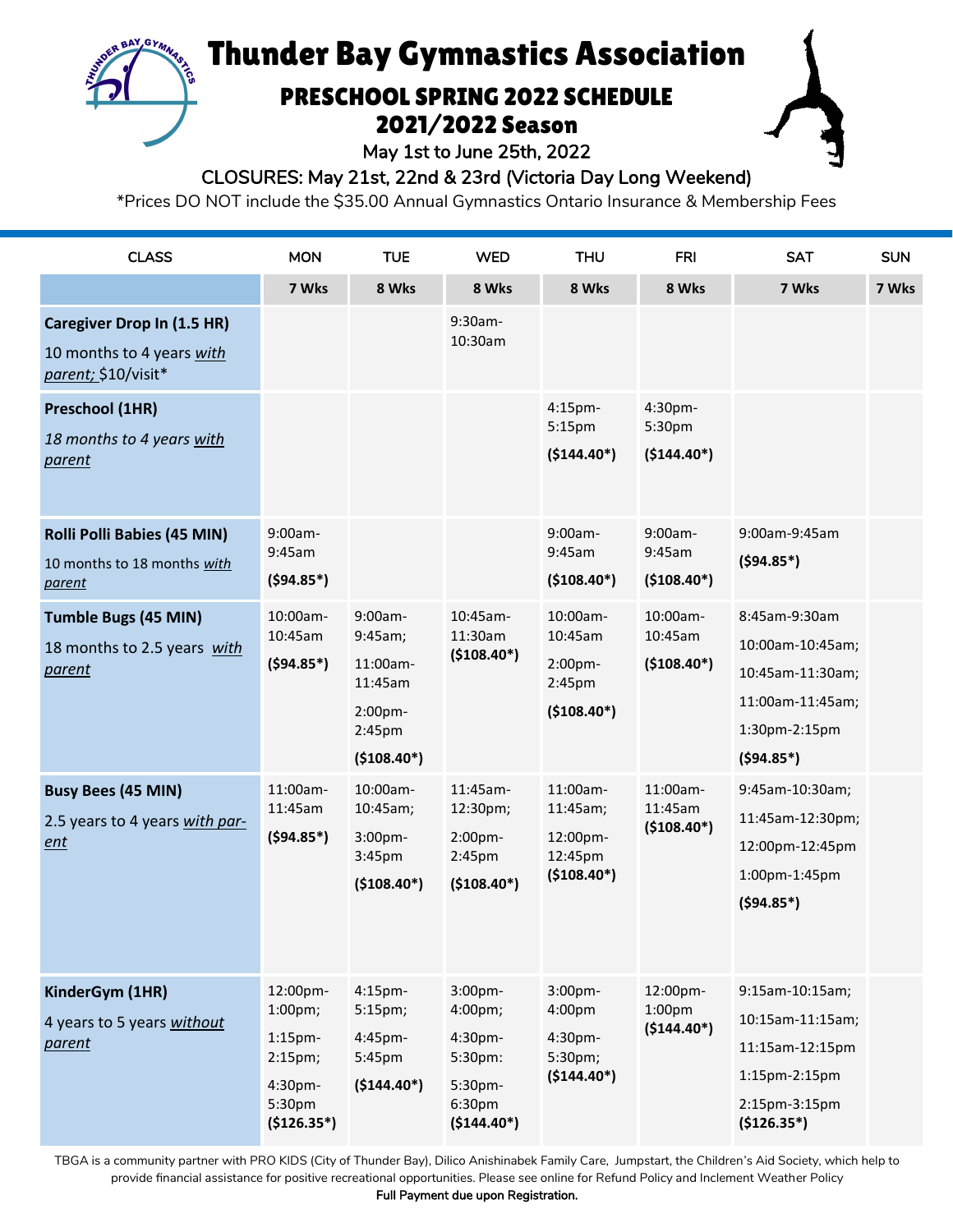# Thunder Bay Gymnastics Association

## PRESCHOOL SPRING 2022 SCHEDULE
## 2021/2022 Season

May 1st to June 25th, 2022

CLOSURES: May 21st, 22nd & 23rd (Victoria Day Long Weekend)

*Prices DO NOT include the $35.00 Annual Gymnastics Ontario Insurance & Membership Fees

| CLASS | MON | TUE | WED | THU | FRI | SAT | SUN |
|---|---|---|---|---|---|---|---|
| | **7 Wks** | **8 Wks** | **8 Wks** | **8 Wks** | **8 Wks** | **7 Wks** | **7 Wks** |
| **Caregiver Drop In (1.5 HR)** 10 months to 4 years *with parent;* $10/visit* | | | 9:30am-10:30am | | | | |
| **Preschool (1HR)** *18 months to 4 years with parent* | | | | 4:15pm-5:15pm **($144.40*)** | 4:30pm-5:30pm **($144.40*)** | | |
| **Rolli Polli Babies (45 MIN)** 10 months to 18 months *with parent* | 9:00am-9:45am **($94.85*)** | | | 9:00am-9:45am **($108.40*)** | 9:00am-9:45am **($108.40*)** | 9:00am-9:45am **($94.85*)** | |
| **Tumble Bugs (45 MIN)** 18 months to 2.5 years *with parent* | 10:00am-10:45am **($94.85*)** | 9:00am-9:45am; 11:00am-11:45am 2:00pm-2:45pm **($108.40*)** | 10:45am-11:30am **($108.40*)** | 10:00am-10:45am 2:00pm-2:45pm **($108.40*)** | 10:00am-10:45am **($108.40*)** | 8:45am-9:30am 10:00am-10:45am; 10:45am-11:30am; 11:00am-11:45am; 1:30pm-2:15pm **($94.85*)** | |
| **Busy Bees (45 MIN)** 2.5 years to 4 years *with parent* | 11:00am-11:45am **($94.85*)** | 10:00am-10:45am; 3:00pm-3:45pm **($108.40*)** | 11:45am-12:30pm; 2:00pm-2:45pm **($108.40*)** | 11:00am-11:45am; 12:00pm-12:45pm **($108.40*)** | 11:00am-11:45am **($108.40*)** | 9:45am-10:30am; 11:45am-12:30pm; 12:00pm-12:45pm 1:00pm-1:45pm **($94.85*)** | |
| **KinderGym (1HR)** 4 years to 5 years *without parent* | 12:00pm-1:00pm; 1:15pm-2:15pm; 4:30pm-5:30pm **($126.35*)** | 4:15pm-5:15pm; 4:45pm-5:45pm **($144.40*)** | 3:00pm-4:00pm; 4:30pm-5:30pm: 5:30pm-6:30pm **($144.40*)** | 3:00pm-4:00pm 4:30pm-5:30pm; **($144.40*)** | 12:00pm-1:00pm **($144.40*)** | 9:15am-10:15am; 10:15am-11:15am; 11:15am-12:15pm 1:15pm-2:15pm 2:15pm-3:15pm **($126.35*)** | |

TBGA is a community partner with PRO KIDS (City of Thunder Bay), Dilico Anishinabek Family Care, Jumpstart, the Children's Aid Society, which help to provide financial assistance for positive recreational opportunities. Please see online for Refund Policy and Inclement Weather Policy

**Full Payment due upon Registration.**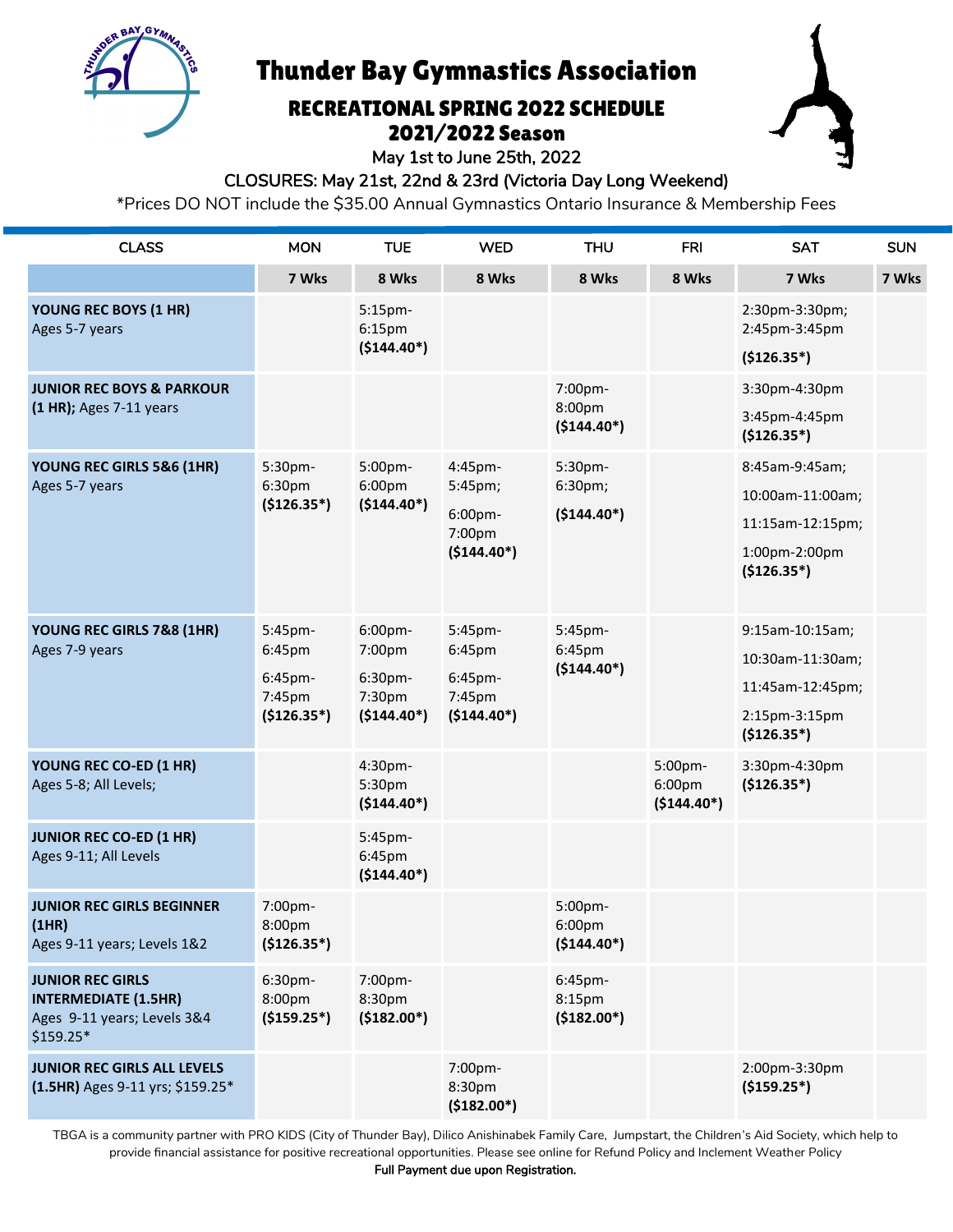# Thunder Bay Gymnastics Association

## RECREATIONAL SPRING 2022 SCHEDULE
## 2021/2022 Season

May 1st to June 25th, 2022

CLOSURES: May 21st, 22nd & 23rd (Victoria Day Long Weekend)

*Prices DO NOT include the $35.00 Annual Gymnastics Ontario Insurance & Membership Fees

| CLASS | MON | TUE | WED | THU | FRI | SAT | SUN |
|---|---|---|---|---|---|---|---|
| | **7 Wks** | **8 Wks** | **8 Wks** | **8 Wks** | **8 Wks** | **7 Wks** | **7 Wks** |
| **YOUNG REC BOYS (1 HR)** Ages 5-7 years | | 5:15pm-6:15pm **($144.40*)** | | | | 2:30pm-3:30pm; 2:45pm-3:45pm **($126.35*)** | |
| **JUNIOR REC BOYS & PARKOUR (1 HR);** Ages 7-11 years | | | | 7:00pm-8:00pm **($144.40*)** | | 3:30pm-4:30pm 3:45pm-4:45pm **($126.35*)** | |
| **YOUNG REC GIRLS 5&6 (1HR)** Ages 5-7 years | 5:30pm-6:30pm **($126.35*)** | 5:00pm-6:00pm **($144.40*)** | 4:45pm-5:45pm; 6:00pm-7:00pm **($144.40*)** | 5:30pm-6:30pm; **($144.40*)** | | 8:45am-9:45am; 10:00am-11:00am; 11:15am-12:15pm; 1:00pm-2:00pm **($126.35*)** | |
| **YOUNG REC GIRLS 7&8 (1HR)** Ages 7-9 years | 5:45pm-6:45pm 6:45pm-7:45pm **($126.35*)** | 6:00pm-7:00pm 6:30pm-7:30pm **($144.40*)** | 5:45pm-6:45pm 6:45pm-7:45pm **($144.40*)** | 5:45pm-6:45pm **($144.40*)** | | 9:15am-10:15am; 10:30am-11:30am; 11:45am-12:45pm; 2:15pm-3:15pm **($126.35*)** | |
| **YOUNG REC CO-ED (1 HR)** Ages 5-8; All Levels; | | 4:30pm-5:30pm **($144.40*)** | | | 5:00pm-6:00pm **($144.40*)** | 3:30pm-4:30pm **($126.35*)** | |
| **JUNIOR REC CO-ED (1 HR)** Ages 9-11; All Levels | | 5:45pm-6:45pm **($144.40*)** | | | | | |
| **JUNIOR REC GIRLS BEGINNER (1HR)** Ages 9-11 years; Levels 1&2 | 7:00pm-8:00pm **($126.35*)** | | | 5:00pm-6:00pm **($144.40*)** | | | |
| **JUNIOR REC GIRLS INTERMEDIATE (1.5HR)** Ages 9-11 years; Levels 3&4 $159.25* | 6:30pm-8:00pm **($159.25*)** | 7:00pm-8:30pm **($182.00*)** | | 6:45pm-8:15pm **($182.00*)** | | | |
| **JUNIOR REC GIRLS ALL LEVELS (1.5HR)** Ages 9-11 yrs; $159.25* | | | 7:00pm-8:30pm **($182.00*)** | | | 2:00pm-3:30pm **($159.25*)** | |

TBGA is a community partner with PRO KIDS (City of Thunder Bay), Dilico Anishinabek Family Care, Jumpstart, the Children's Aid Society, which help to provide financial assistance for positive recreational opportunities. Please see online for Refund Policy and Inclement Weather Policy

**Full Payment due upon Registration.**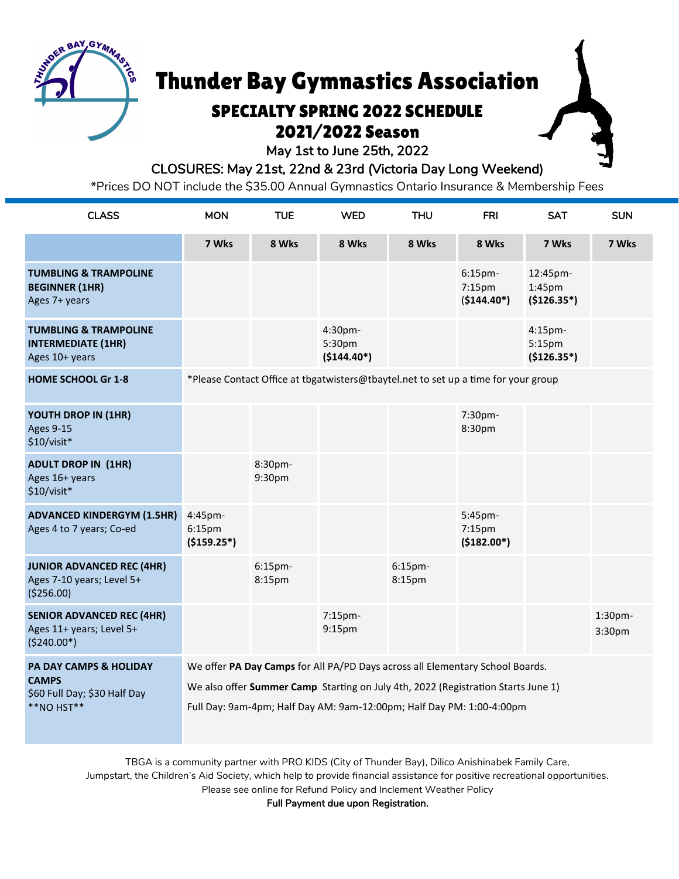# Thunder Bay Gymnastics Association

## SPECIALTY SPRING 2022 SCHEDULE

## 2021/2022 Season

May 1st to June 25th, 2022

CLOSURES: May 21st, 22nd & 23rd (Victoria Day Long Weekend)

*Prices DO NOT include the $35.00 Annual Gymnastics Ontario Insurance & Membership Fees

| CLASS | MON | TUE | WED | THU | FRI | SAT | SUN |
|---|---|---|---|---|---|---|---|
| | **7 Wks** | **8 Wks** | **8 Wks** | **8 Wks** | **8 Wks** | **7 Wks** | **7 Wks** |
| **TUMBLING & TRAMPOLINE BEGINNER (1HR)** Ages 7+ years | | | | | 6:15pm-7:15pm **($144.40*)** | 12:45pm-1:45pm **($126.35*)** | |
| **TUMBLING & TRAMPOLINE INTERMEDIATE (1HR)** Ages 10+ years | | | 4:30pm-5:30pm **($144.40*)** | | | 4:15pm-5:15pm **($126.35*)** | |
| **HOME SCHOOL Gr 1-8** | *Please Contact Office at tbgatwisters@tbaytel.net to set up a time for your group | | | | | | |
| **YOUTH DROP IN (1HR)** Ages 9-15 $10/visit* | | | | | 7:30pm-8:30pm | | |
| **ADULT DROP IN (1HR)** Ages 16+ years $10/visit* | | 8:30pm-9:30pm | | | | | |
| **ADVANCED KINDERGYM (1.5HR)** Ages 4 to 7 years; Co-ed | 4:45pm-6:15pm **($159.25*)** | | | | 5:45pm-7:15pm **($182.00*)** | | |
| **JUNIOR ADVANCED REC (4HR)** Ages 7-10 years; Level 5+ ($256.00) | | 6:15pm-8:15pm | | 6:15pm-8:15pm | | | |
| **SENIOR ADVANCED REC (4HR)** Ages 11+ years; Level 5+ ($240.00*) | | | 7:15pm-9:15pm | | | | 1:30pm-3:30pm |
| **PA DAY CAMPS & HOLIDAY CAMPS** $60 Full Day; $30 Half Day **NO HST** | We offer **PA Day Camps** for All PA/PD Days across all Elementary School Boards. We also offer **Summer Camp** Starting on July 4th, 2022 (Registration Starts June 1) Full Day: 9am-4pm; Half Day AM: 9am-12:00pm; Half Day PM: 1:00-4:00pm | | | | | | |

TBGA is a community partner with PRO KIDS (City of Thunder Bay), Dilico Anishinabek Family Care, Jumpstart, the Children's Aid Society, which help to provide financial assistance for positive recreational opportunities.

Please see online for Refund Policy and Inclement Weather Policy

Full Payment due upon Registration.